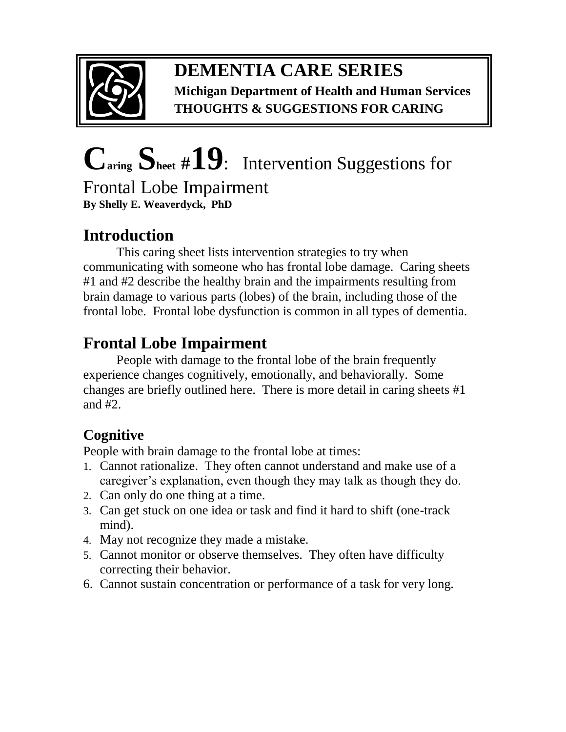**DEMENTIA CARE SERIES**

**Michigan Department of Health and Human Services**

**THOUGHTS & SUGGESTIONS FOR CARING**

# Caring Sheet #19: Intervention Suggestions for Frontal Lobe Impairment

**By Shelly E. Weaverdyck, PhD**

## Introduction

This caring sheet lists intervention strategies to try when communicating with someone who has frontal lobe damage. Caring sheets #1 and #2 describe the healthy brain and the impairments resulting from brain damage to various parts (lobes) of the brain, including those of the frontal lobe. Frontal lobe dysfunction is common in all types of dementia.

## Frontal Lobe Impairment

People with damage to the frontal lobe of the brain frequently experience changes cognitively, emotionally, and behaviorally. Some changes are briefly outlined here. There is more detail in caring sheets #1 and #2.

### Cognitive

People with brain damage to the frontal lobe at times:

1. Cannot rationalize. They often cannot understand and make use of a caregiver's explanation, even though they may talk as though they do.
2. Can only do one thing at a time.
3. Can get stuck on one idea or task and find it hard to shift (one-track mind).
4. May not recognize they made a mistake.
5. Cannot monitor or observe themselves. They often have difficulty correcting their behavior.
6. Cannot sustain concentration or performance of a task for very long.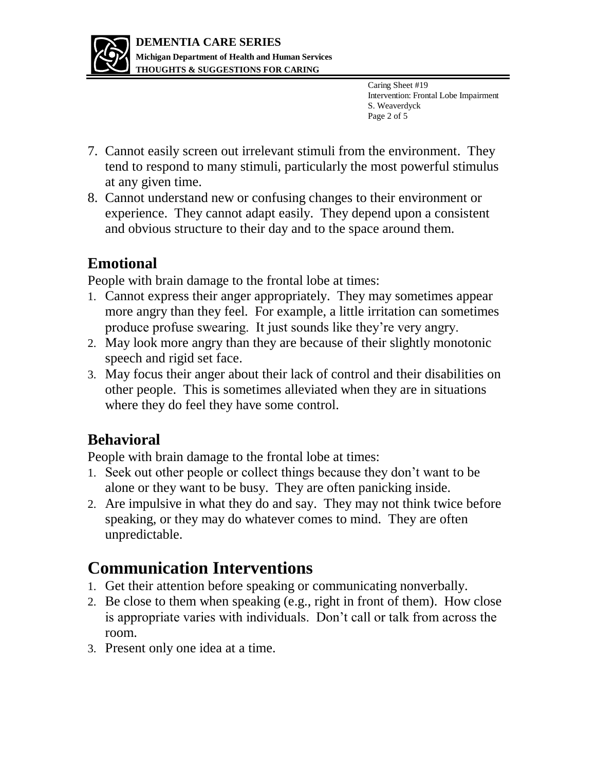7. Cannot easily screen out irrelevant stimuli from the environment. They tend to respond to many stimuli, particularly the most powerful stimulus at any given time.
8. Cannot understand new or confusing changes to their environment or experience. They cannot adapt easily. They depend upon a consistent and obvious structure to their day and to the space around them.

## Emotional

People with brain damage to the frontal lobe at times:

1. Cannot express their anger appropriately. They may sometimes appear more angry than they feel. For example, a little irritation can sometimes produce profuse swearing. It just sounds like they're very angry.
2. May look more angry than they are because of their slightly monotonic speech and rigid set face.
3. May focus their anger about their lack of control and their disabilities on other people. This is sometimes alleviated when they are in situations where they do feel they have some control.

## Behavioral

People with brain damage to the frontal lobe at times:

1. Seek out other people or collect things because they don't want to be alone or they want to be busy. They are often panicking inside.
2. Are impulsive in what they do and say. They may not think twice before speaking, or they may do whatever comes to mind. They are often unpredictable.

# Communication Interventions

1. Get their attention before speaking or communicating nonverbally.
2. Be close to them when speaking (e.g., right in front of them). How close is appropriate varies with individuals. Don't call or talk from across the room.
3. Present only one idea at a time.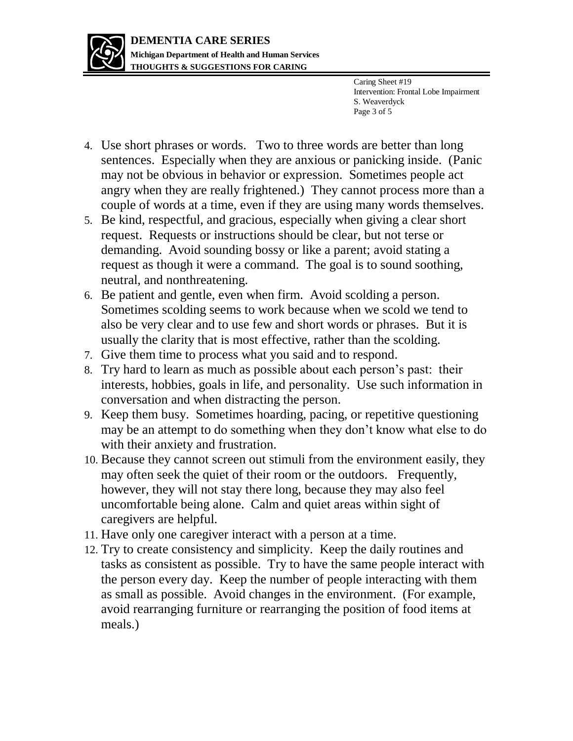4. Use short phrases or words. Two to three words are better than long sentences. Especially when they are anxious or panicking inside. (Panic may not be obvious in behavior or expression. Sometimes people act angry when they are really frightened.) They cannot process more than a couple of words at a time, even if they are using many words themselves.
5. Be kind, respectful, and gracious, especially when giving a clear short request. Requests or instructions should be clear, but not terse or demanding. Avoid sounding bossy or like a parent; avoid stating a request as though it were a command. The goal is to sound soothing, neutral, and nonthreatening.
6. Be patient and gentle, even when firm. Avoid scolding a person. Sometimes scolding seems to work because when we scold we tend to also be very clear and to use few and short words or phrases. But it is usually the clarity that is most effective, rather than the scolding.
7. Give them time to process what you said and to respond.
8. Try hard to learn as much as possible about each person's past: their interests, hobbies, goals in life, and personality. Use such information in conversation and when distracting the person.
9. Keep them busy. Sometimes hoarding, pacing, or repetitive questioning may be an attempt to do something when they don't know what else to do with their anxiety and frustration.
10. Because they cannot screen out stimuli from the environment easily, they may often seek the quiet of their room or the outdoors. Frequently, however, they will not stay there long, because they may also feel uncomfortable being alone. Calm and quiet areas within sight of caregivers are helpful.
11. Have only one caregiver interact with a person at a time.
12. Try to create consistency and simplicity. Keep the daily routines and tasks as consistent as possible. Try to have the same people interact with the person every day. Keep the number of people interacting with them as small as possible. Avoid changes in the environment. (For example, avoid rearranging furniture or rearranging the position of food items at meals.)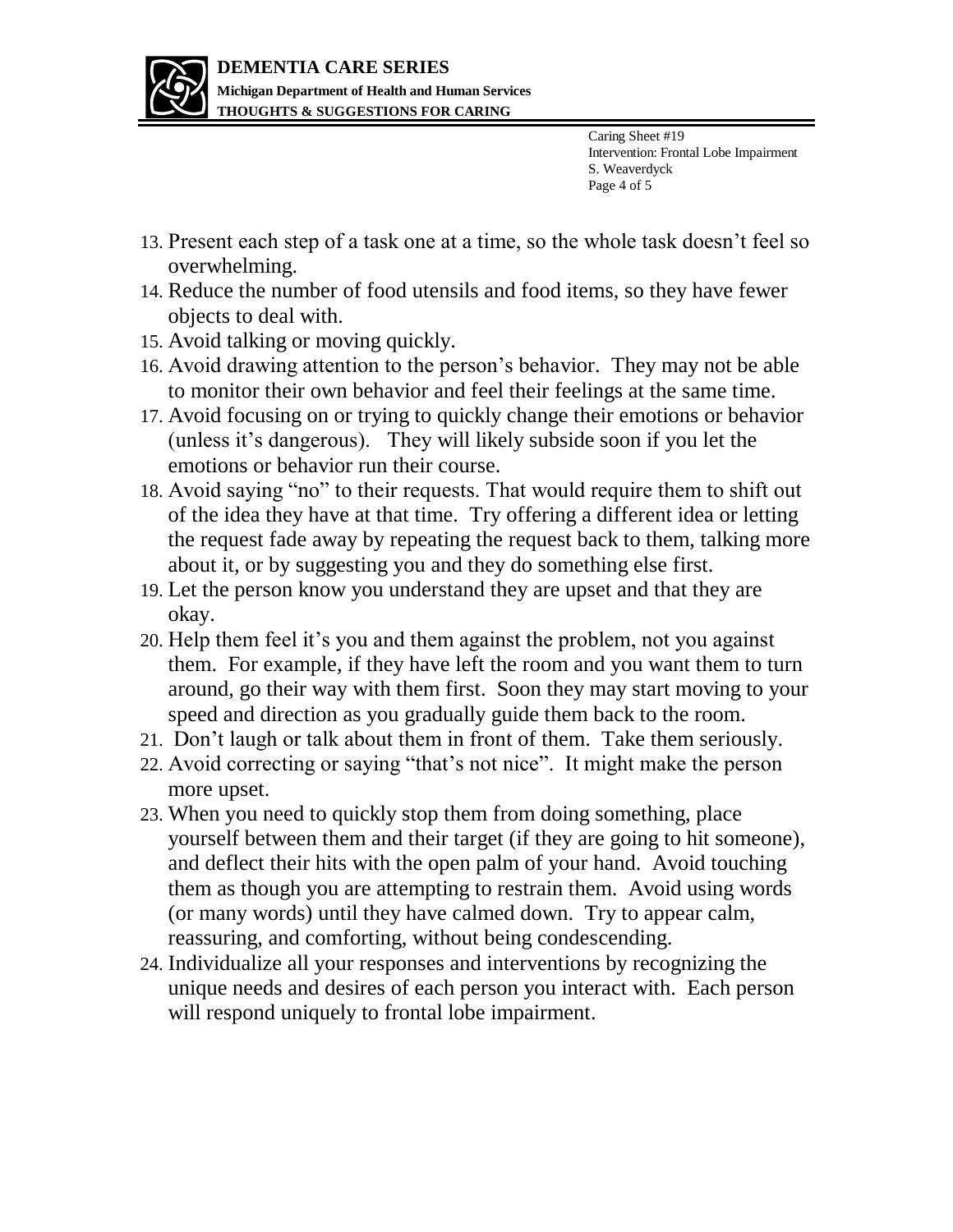13. Present each step of a task one at a time, so the whole task doesn't feel so overwhelming.
14. Reduce the number of food utensils and food items, so they have fewer objects to deal with.
15. Avoid talking or moving quickly.
16. Avoid drawing attention to the person's behavior. They may not be able to monitor their own behavior and feel their feelings at the same time.
17. Avoid focusing on or trying to quickly change their emotions or behavior (unless it's dangerous). They will likely subside soon if you let the emotions or behavior run their course.
18. Avoid saying "no" to their requests. That would require them to shift out of the idea they have at that time. Try offering a different idea or letting the request fade away by repeating the request back to them, talking more about it, or by suggesting you and they do something else first.
19. Let the person know you understand they are upset and that they are okay.
20. Help them feel it's you and them against the problem, not you against them. For example, if they have left the room and you want them to turn around, go their way with them first. Soon they may start moving to your speed and direction as you gradually guide them back to the room.
21. Don't laugh or talk about them in front of them. Take them seriously.
22. Avoid correcting or saying "that's not nice". It might make the person more upset.
23. When you need to quickly stop them from doing something, place yourself between them and their target (if they are going to hit someone), and deflect their hits with the open palm of your hand. Avoid touching them as though you are attempting to restrain them. Avoid using words (or many words) until they have calmed down. Try to appear calm, reassuring, and comforting, without being condescending.
24. Individualize all your responses and interventions by recognizing the unique needs and desires of each person you interact with. Each person will respond uniquely to frontal lobe impairment.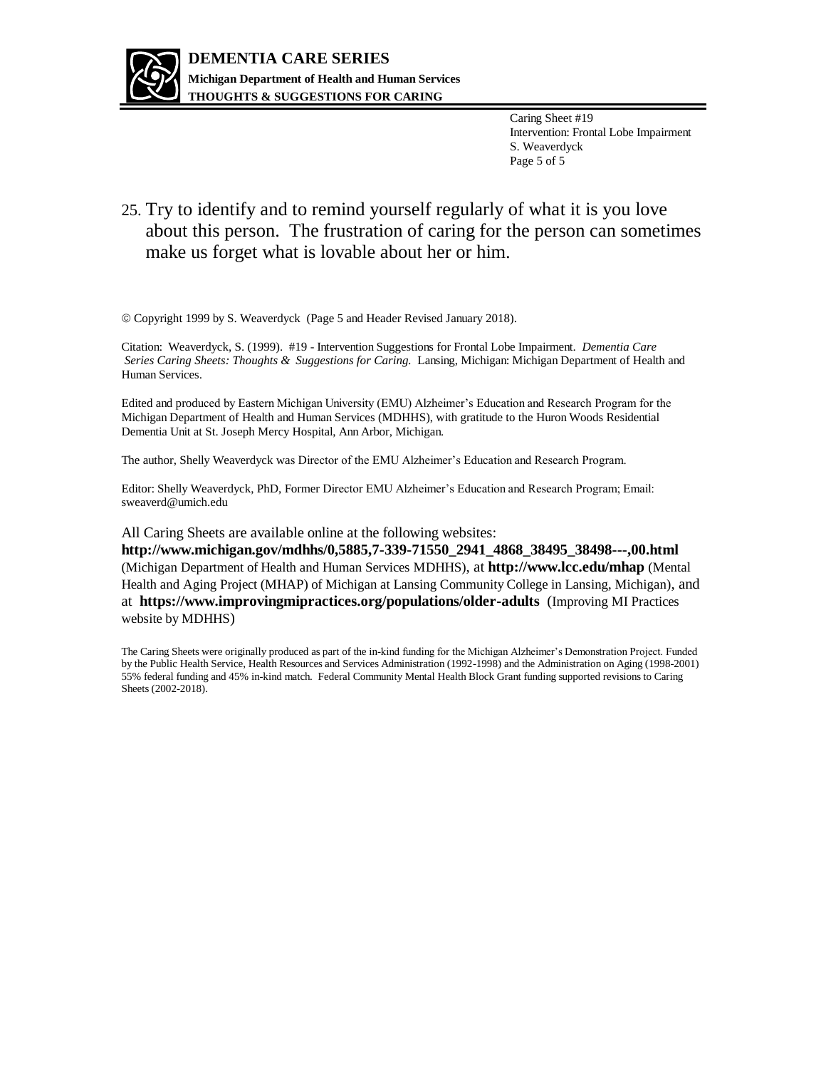25. Try to identify and to remind yourself regularly of what it is you love about this person. The frustration of caring for the person can sometimes make us forget what is lovable about her or him.

© Copyright 1999 by S. Weaverdyck (Page 5 and Header Revised January 2018).

Citation: Weaverdyck, S. (1999). #19 - Intervention Suggestions for Frontal Lobe Impairment. *Dementia Care Series Caring Sheets: Thoughts & Suggestions for Caring.* Lansing, Michigan: Michigan Department of Health and Human Services.

Edited and produced by Eastern Michigan University (EMU) Alzheimer's Education and Research Program for the Michigan Department of Health and Human Services (MDHHS), with gratitude to the Huron Woods Residential Dementia Unit at St. Joseph Mercy Hospital, Ann Arbor, Michigan.

The author, Shelly Weaverdyck was Director of the EMU Alzheimer's Education and Research Program.

Editor: Shelly Weaverdyck, PhD, Former Director EMU Alzheimer's Education and Research Program; Email: sweaverd@umich.edu

All Caring Sheets are available online at the following websites: **http://www.michigan.gov/mdhhs/0,5885,7-339-71550_2941_4868_38495_38498---,00.html** (Michigan Department of Health and Human Services MDHHS), at **http://www.lcc.edu/mhap** (Mental Health and Aging Project (MHAP) of Michigan at Lansing Community College in Lansing, Michigan), and at **https://www.improvingmipractices.org/populations/older-adults** (Improving MI Practices website by MDHHS)

The Caring Sheets were originally produced as part of the in-kind funding for the Michigan Alzheimer's Demonstration Project. Funded by the Public Health Service, Health Resources and Services Administration (1992-1998) and the Administration on Aging (1998-2001) 55% federal funding and 45% in-kind match. Federal Community Mental Health Block Grant funding supported revisions to Caring Sheets (2002-2018).